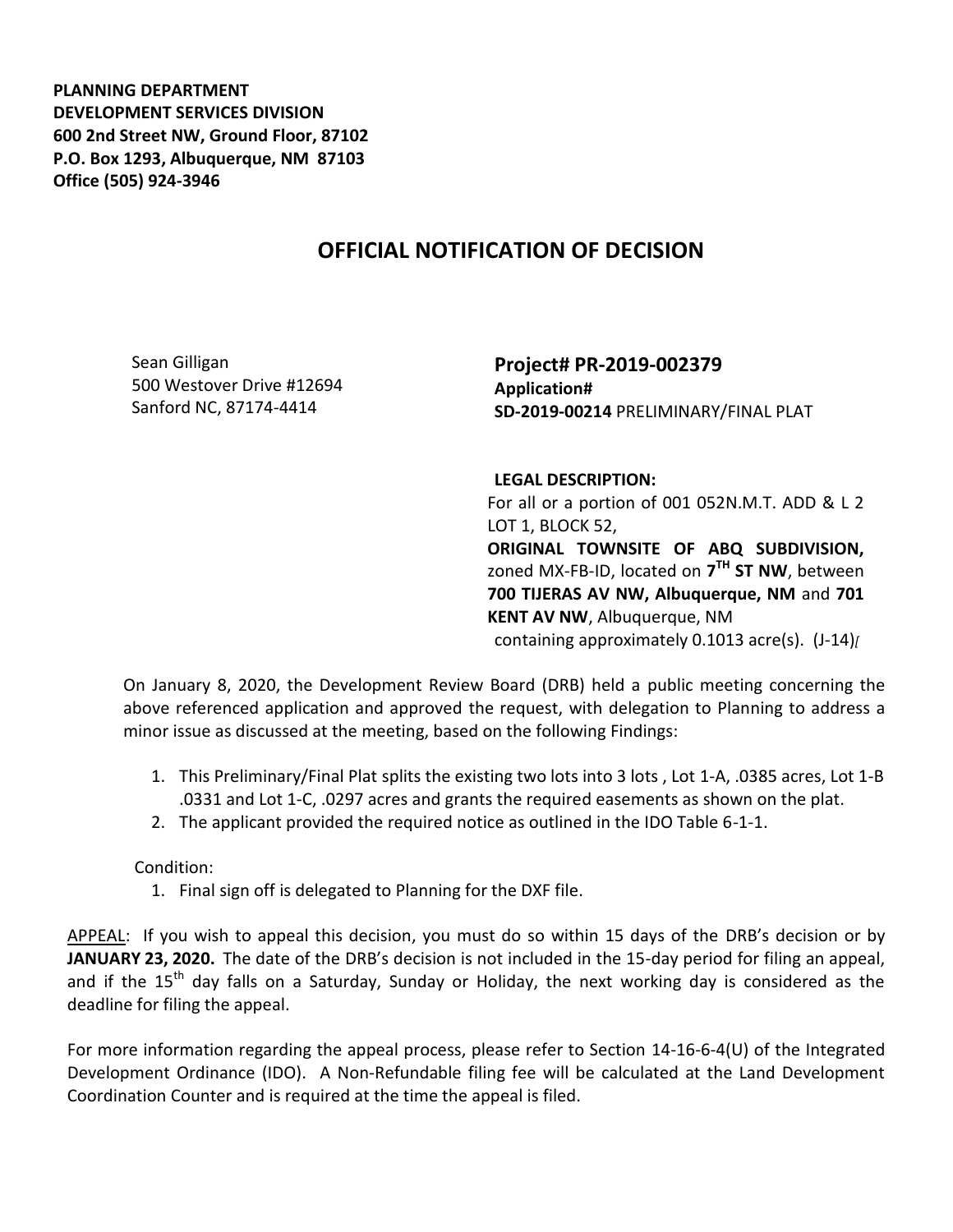**PLANNING DEPARTMENT**
**DEVELOPMENT SERVICES DIVISION**
**600 2nd Street NW, Ground Floor, 87102**
**P.O. Box 1293, Albuquerque, NM 87103**
**Office (505) 924-3946**

# OFFICIAL NOTIFICATION OF DECISION

Sean Gilligan
500 Westover Drive #12694
Sanford NC, 87174-4414

**Project# PR-2019-002379**
**Application#**
**SD-2019-00214** PRELIMINARY/FINAL PLAT

**LEGAL DESCRIPTION:**
For all or a portion of 001 052N.M.T. ADD & L 2 LOT 1, BLOCK 52, **ORIGINAL TOWNSITE OF ABQ SUBDIVISION,** zoned MX-FB-ID, located on **7TH ST NW**, between **700 TIJERAS AV NW, Albuquerque, NM** and **701 KENT AV NW**, Albuquerque, NM containing approximately 0.1013 acre(s). (J-14)

On January 8, 2020, the Development Review Board (DRB) held a public meeting concerning the above referenced application and approved the request, with delegation to Planning to address a minor issue as discussed at the meeting, based on the following Findings:

1. This Preliminary/Final Plat splits the existing two lots into 3 lots , Lot 1-A, .0385 acres, Lot 1-B .0331 and Lot 1-C, .0297 acres and grants the required easements as shown on the plat.
2. The applicant provided the required notice as outlined in the IDO Table 6-1-1.

Condition:

1. Final sign off is delegated to Planning for the DXF file.

APPEAL: If you wish to appeal this decision, you must do so within 15 days of the DRB's decision or by **JANUARY 23, 2020.** The date of the DRB's decision is not included in the 15-day period for filing an appeal, and if the 15th day falls on a Saturday, Sunday or Holiday, the next working day is considered as the deadline for filing the appeal.

For more information regarding the appeal process, please refer to Section 14-16-6-4(U) of the Integrated Development Ordinance (IDO). A Non-Refundable filing fee will be calculated at the Land Development Coordination Counter and is required at the time the appeal is filed.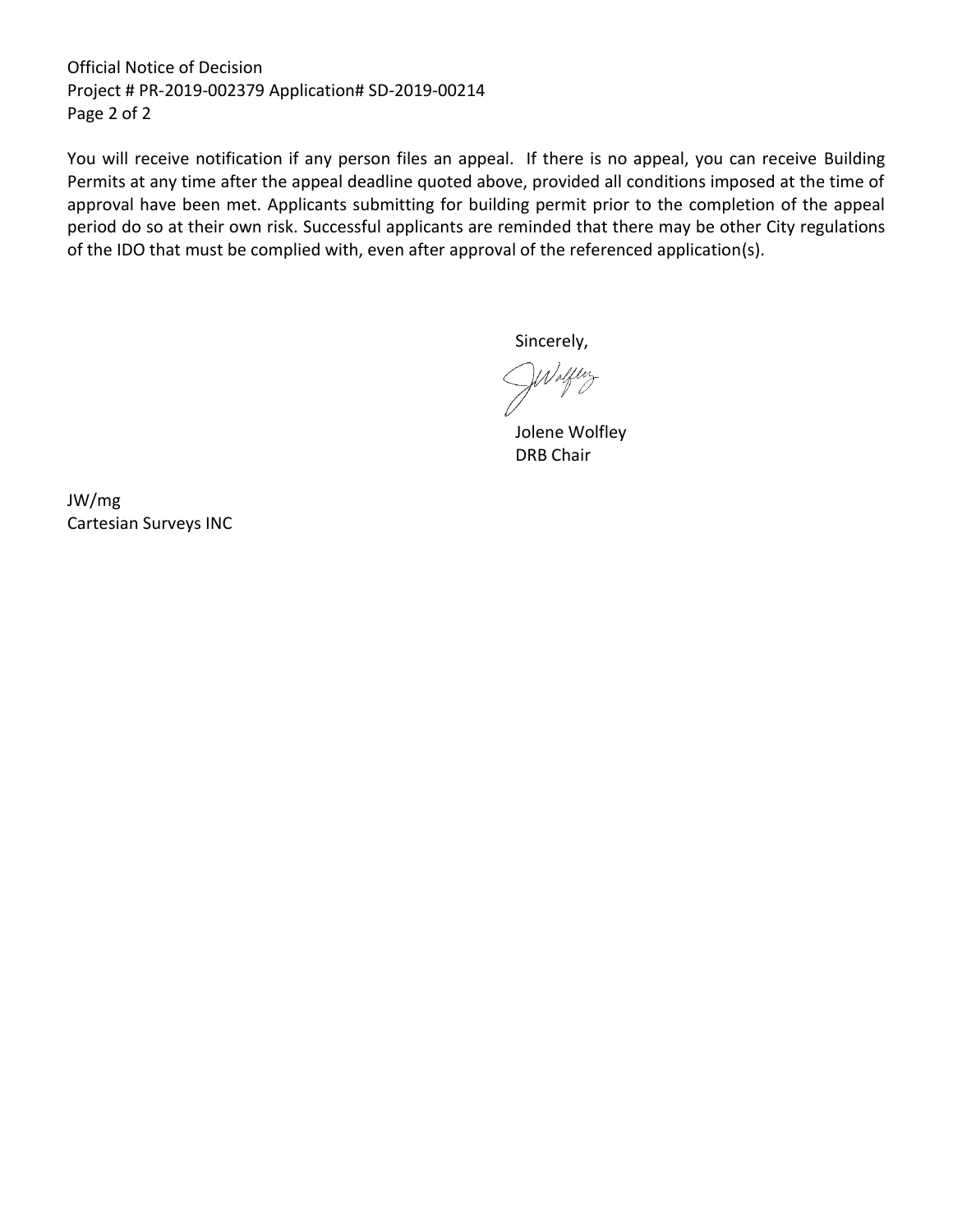You will receive notification if any person files an appeal. If there is no appeal, you can receive Building Permits at any time after the appeal deadline quoted above, provided all conditions imposed at the time of approval have been met. Applicants submitting for building permit prior to the completion of the appeal period do so at their own risk. Successful applicants are reminded that there may be other City regulations of the IDO that must be complied with, even after approval of the referenced application(s).

Sincerely,

Jolene Wolfley
DRB Chair

JW/mg
Cartesian Surveys INC